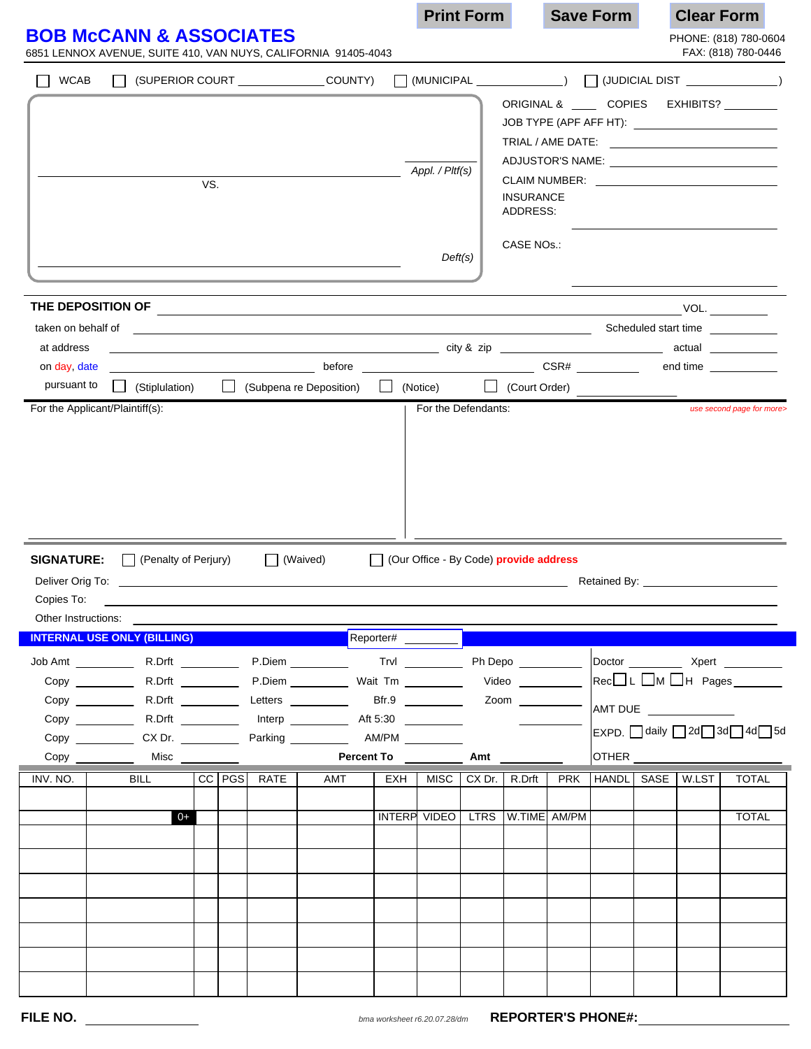Print Form | Save Form | Clear Form

# BOB McCANN & ASSOCIATES

6851 LENNOX AVENUE, SUITE 410, VAN NUYS, CALIFORNIA 91405-4043

PHONE: (818) 780-0604
FAX: (818) 780-0446

☐ WCAB ☐ (SUPERIOR COURT ______________ COUNTY) ☐ (MUNICIPAL ______________) ☐ (JUDICIAL DIST ______________)

_______________________________ Appl. / Pltf(s)

VS.

_______________________________ Deft(s)

ORIGINAL & ____ COPIES EXHIBITS? ________

JOB TYPE (APF AFF HT): ________________

TRIAL / AME DATE: ________________

ADJUSTOR'S NAME: ________________

CLAIM NUMBER: ________________

INSURANCE ADDRESS: ________________

CASE NOs.: ________________

**THE DEPOSITION OF** ________________________________________ VOL. ________

taken on behalf of ________________________________ Scheduled start time ________

at address ________________________ city & zip ________________ actual ________

on day, date ________________ before ________________ CSR# ________ end time ________

pursuant to ☐ (Stipulation) ☐ (Subpena re Deposition) ☐ (Notice) ☐ (Court Order) ________

For the Applicant/Plaintiff(s):

For the Defendants:

*use second page for more>*

**SIGNATURE:** ☐ (Penalty of Perjury) ☐ (Waived) ☐ (Our Office - By Code) **provide address**

Deliver Orig To: ________________________________ Retained By: ________________

Copies To: ________________________________________________

Other Instructions: ________________________________________________

**INTERNAL USE ONLY (BILLING)** Reporter# ________

| | | | | | | | | | |
|---|---|---|---|---|---|---|---|---|---|
| Job Amt | ________ | R.Drft | ________ | P.Diem | ________ | Trvl | ________ | Ph Depo | ________ |
| Copy | ________ | R.Drft | ________ | P.Diem | ________ | Wait Tm | ________ | Video | ________ |
| Copy | ________ | R.Drft | ________ | Letters | ________ | Bfr.9 | ________ | Zoom | ________ |
| Copy | ________ | R.Drft | ________ | Interp | ________ | Aft 5:30 | ________ | | ________ |
| Copy | ________ | CX Dr. | ________ | Parking | ________ | AM/PM | ________ | | |
| Copy | ________ | Misc | ________ | | | **Percent To** | ________ | **Amt** | ________ |

Doctor ________ Xpert ________

Rec ☐ L ☐ M ☐ H Pages ________

AMT DUE ________

EXPD. ☐ daily ☐ 2d ☐ 3d ☐ 4d ☐ 5d

OTHER ________________

| INV. NO. | BILL | CC | PGS | RATE | AMT | EXH | MISC | CX Dr. | R.Drft | PRK | HANDL | SASE | W.LST | TOTAL |
|---|---|---|---|---|---|---|---|---|---|---|---|---|---|---|
| | | | | | | | | | | | | | | |
| | 0+ | | | | | INTERP | VIDEO | LTRS | W.TIME | AM/PM | | | | TOTAL |
| | | | | | | | | | | | | | | |
| | | | | | | | | | | | | | | |
| | | | | | | | | | | | | | | |
| | | | | | | | | | | | | | | |
| | | | | | | | | | | | | | | |
| | | | | | | | | | | | | | | |
| | | | | | | | | | | | | | | |

**FILE NO.** ________________ *bma worksheet r6.20.07.28/dm* **REPORTER'S PHONE#:** ________________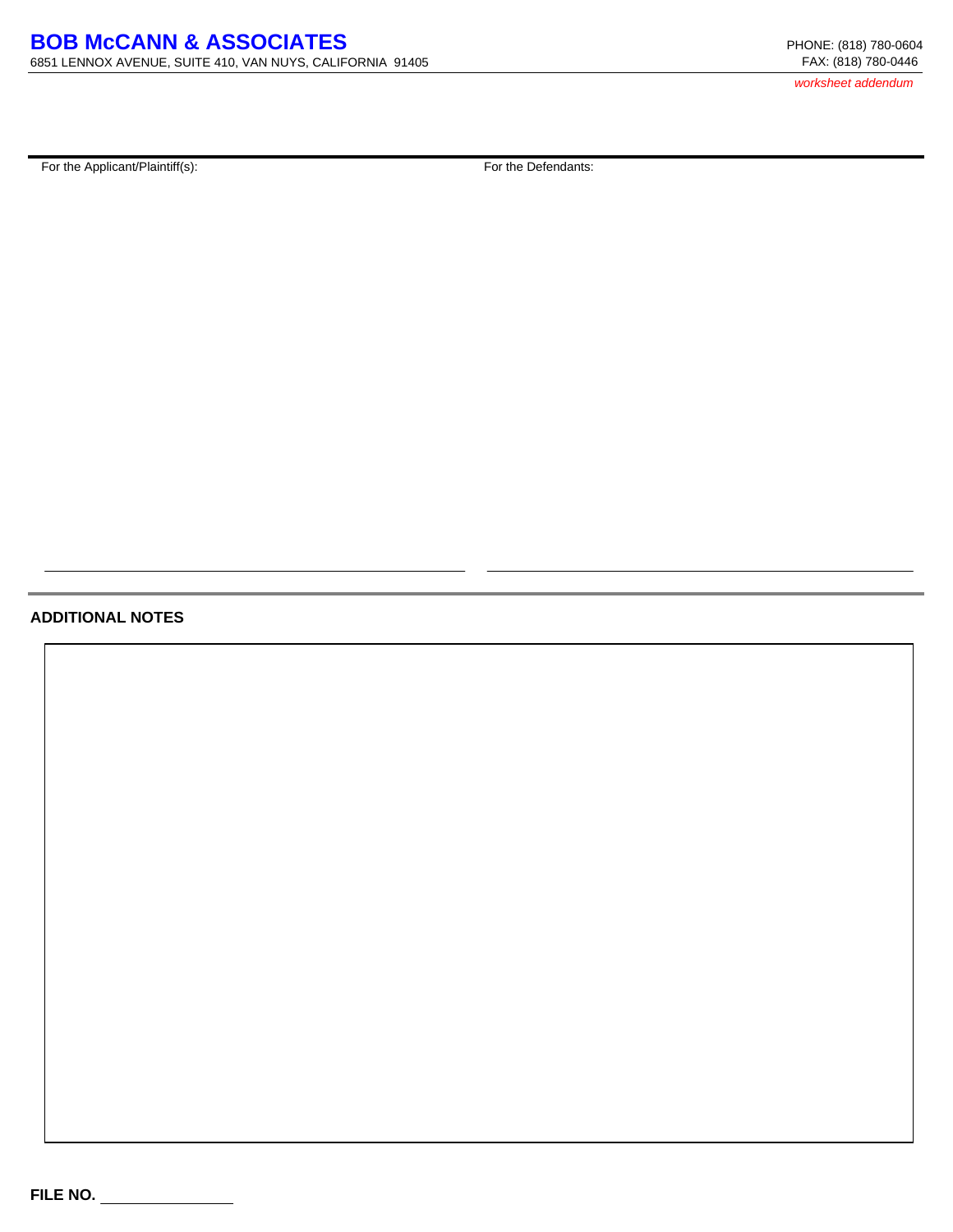# BOB McCANN & ASSOCIATES

6851 LENNOX AVENUE, SUITE 410, VAN NUYS, CALIFORNIA 91405

PHONE: (818) 780-0604
FAX: (818) 780-0446

*worksheet addendum*

For the Applicant/Plaintiff(s):

For the Defendants:

## ADDITIONAL NOTES

**FILE NO.**